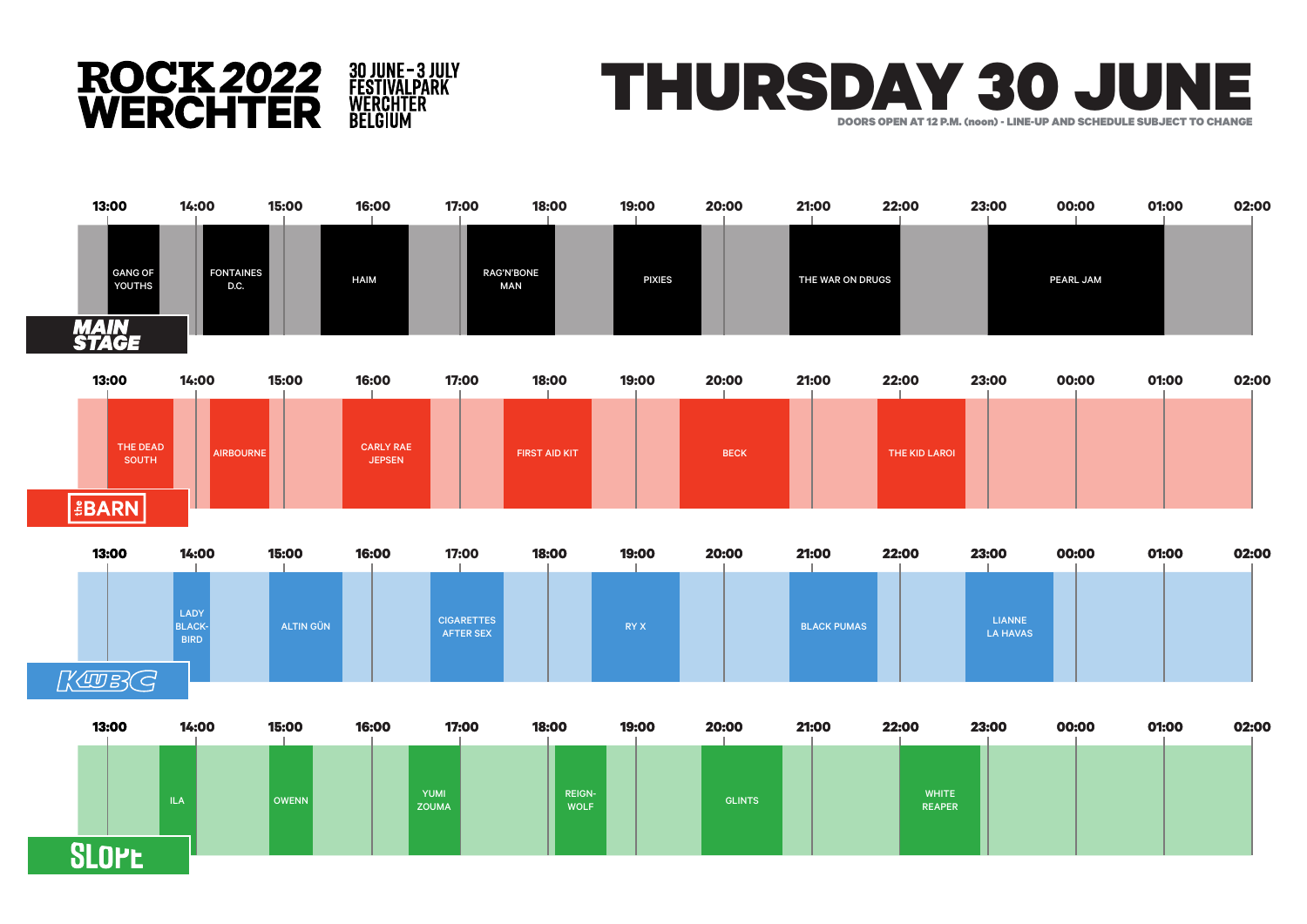# ROCK WERCHTER 2022

30 JUNE – 3 JULY
FESTIVALPARK
WERCHTER
BELGIUM

# THURSDAY 30 JUNE

DOORS OPEN AT 12 P.M. (noon) - LINE-UP AND SCHEDULE SUBJECT TO CHANGE

## MAIN STAGE

- GANG OF YOUTHS
- FONTAINES D.C.
- HAIM
- RAG'N'BONE MAN
- PIXIES
- THE WAR ON DRUGS
- PEARL JAM

## the BARN

- THE DEAD SOUTH
- AIRBOURNE
- CARLY RAE JEPSEN
- FIRST AID KIT
- BECK
- THE KID LAROI

## KLUB C

- LADY BLACKBIRD
- ALTIN GÜN
- CIGARETTES AFTER SEX
- RY X
- BLACK PUMAS
- LIANNE LA HAVAS

## SLOPE

- ILA
- OWENN
- YUMI ZOUMA
- REIGNWOLF
- GLINTS
- WHITE REAPER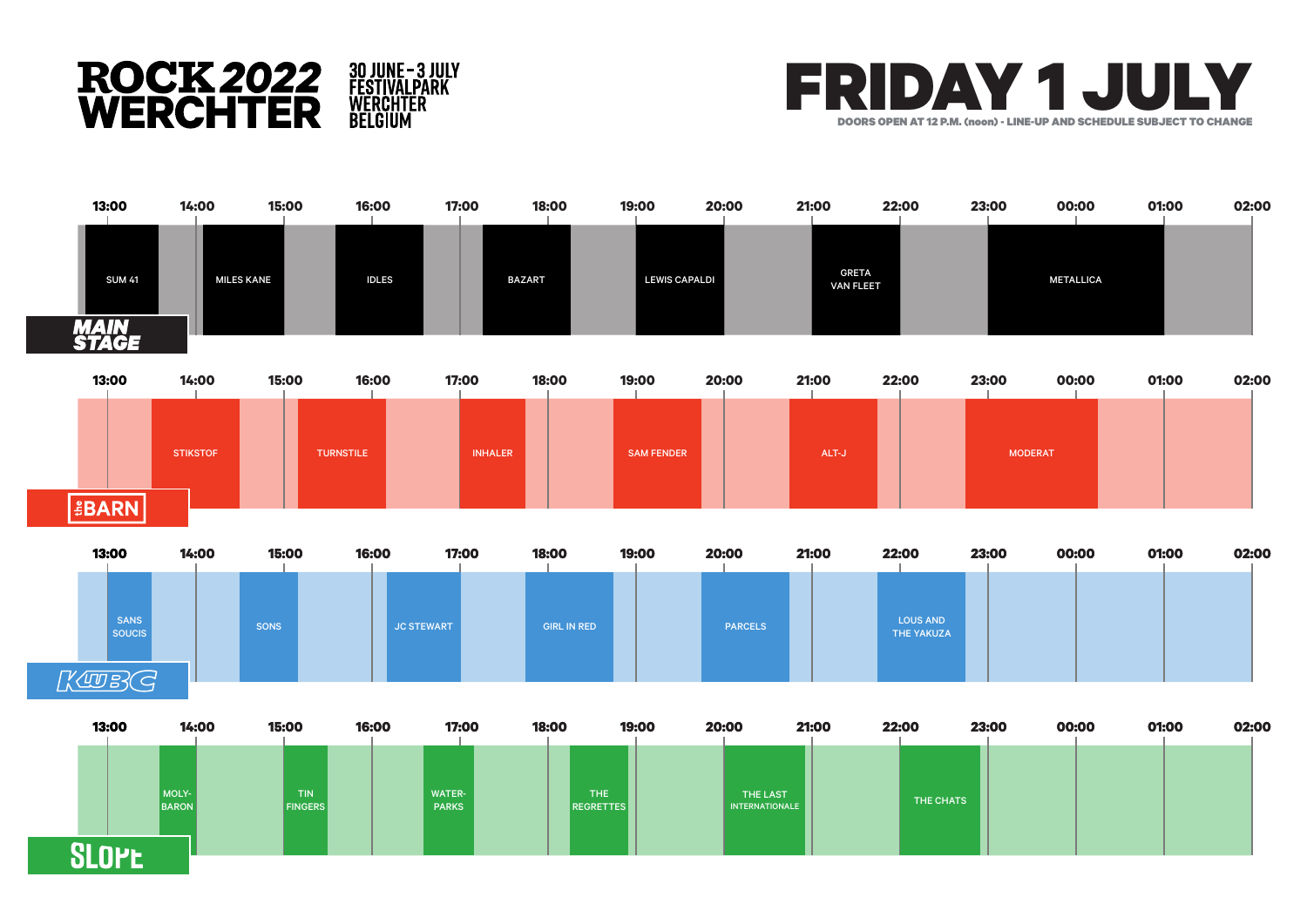# ROCK WERCHTER 2022

30 JUNE - 3 JULY
FESTIVALPARK
WERCHTER
BELGIUM

# FRIDAY 1 JULY

DOORS OPEN AT 12 P.M. (noon) - LINE-UP AND SCHEDULE SUBJECT TO CHANGE

## MAIN STAGE

| Artist |
|---|
| SUM 41 |
| MILES KANE |
| IDLES |
| BAZART |
| LEWIS CAPALDI |
| GRETA VAN FLEET |
| METALLICA |

## THE BARN

| Artist |
|---|
| STIKSTOF |
| TURNSTILE |
| INHALER |
| SAM FENDER |
| ALT-J |
| MODERAT |

## KLUBC

| Artist |
|---|
| SANS SOUCIS |
| SONS |
| JC STEWART |
| GIRL IN RED |
| PARCELS |
| LOUS AND THE YAKUZA |

## SLOPE

| Artist |
|---|
| MOLYBARON |
| TIN FINGERS |
| WATERPARKS |
| THE REGRETTES |
| THE LAST INTERNATIONALE |
| THE CHATS |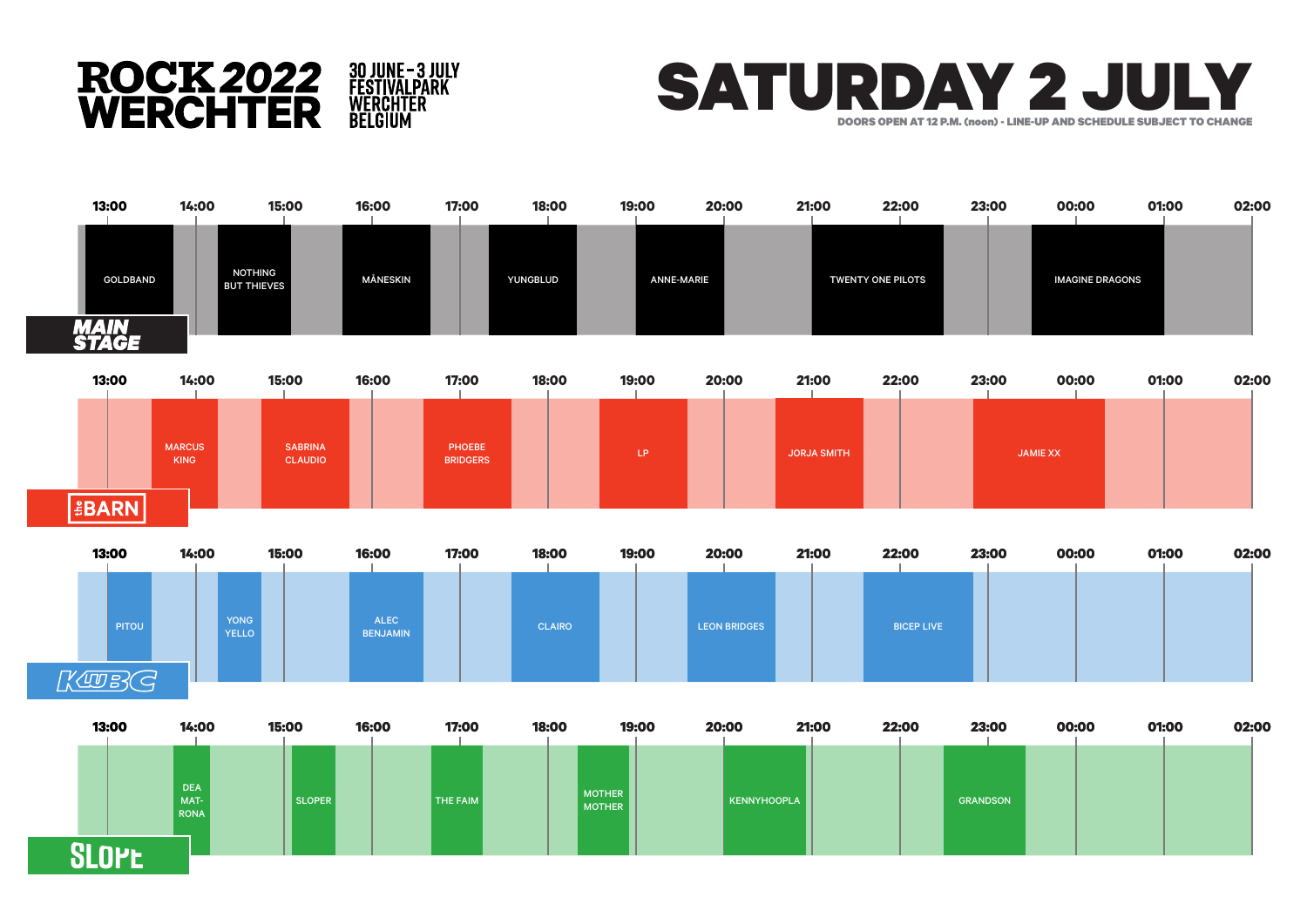# ROCK 2022 WERCHTER

30 JUNE - 3 JULY
FESTIVALPARK
WERCHTER
BELGIUM

# SATURDAY 2 JULY

DOORS OPEN AT 12 P.M. (noon) - LINE-UP AND SCHEDULE SUBJECT TO CHANGE

## MAIN STAGE

- GOLDBAND
- NOTHING BUT THIEVES
- MÅNESKIN
- YUNGBLUD
- ANNE-MARIE
- TWENTY ONE PILOTS
- IMAGINE DRAGONS

## the BARN

- MARCUS KING
- SABRINA CLAUDIO
- PHOEBE BRIDGERS
- LP
- JORJA SMITH
- JAMIE XX

## KLUB C

- PITOU
- YONG YELLO
- ALEC BENJAMIN
- CLAIRO
- LEON BRIDGES
- BICEP LIVE

## SLOPE

- DEA MATRONA
- SLOPER
- THE FAIM
- MOTHER MOTHER
- KENNYHOOPLA
- GRANDSON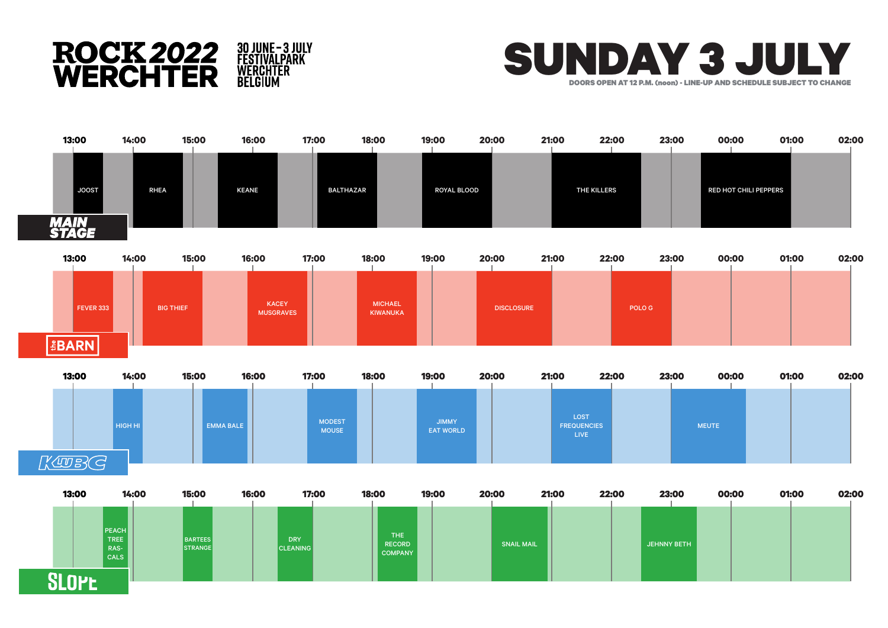# ROCK 2022 WERCHTER

30 JUNE – 3 JULY
FESTIVALPARK
WERCHTER
BELGIUM

# SUNDAY 3 JULY

DOORS OPEN AT 12 P.M. (noon) - LINE-UP AND SCHEDULE SUBJECT TO CHANGE

13:00 14:00 15:00 16:00 17:00 18:00 19:00 20:00 21:00 22:00 23:00 00:00 01:00 02:00

## MAIN STAGE

JOOST
RHEA
KEANE
BALTHAZAR
ROYAL BLOOD
THE KILLERS
RED HOT CHILI PEPPERS

## the BARN

FEVER 333
BIG THIEF
KACEY MUSGRAVES
MICHAEL KIWANUKA
DISCLOSURE
POLO G

## KLUBC

HIGH HI
EMMA BALE
MODEST MOUSE
JIMMY EAT WORLD
LOST FREQUENCIES LIVE
MEUTE

## SLOPE

PEACH TREE RAS-CALS
BARTEES STRANGE
DRY CLEANING
THE RECORD COMPANY
SNAIL MAIL
JEHNNY BETH